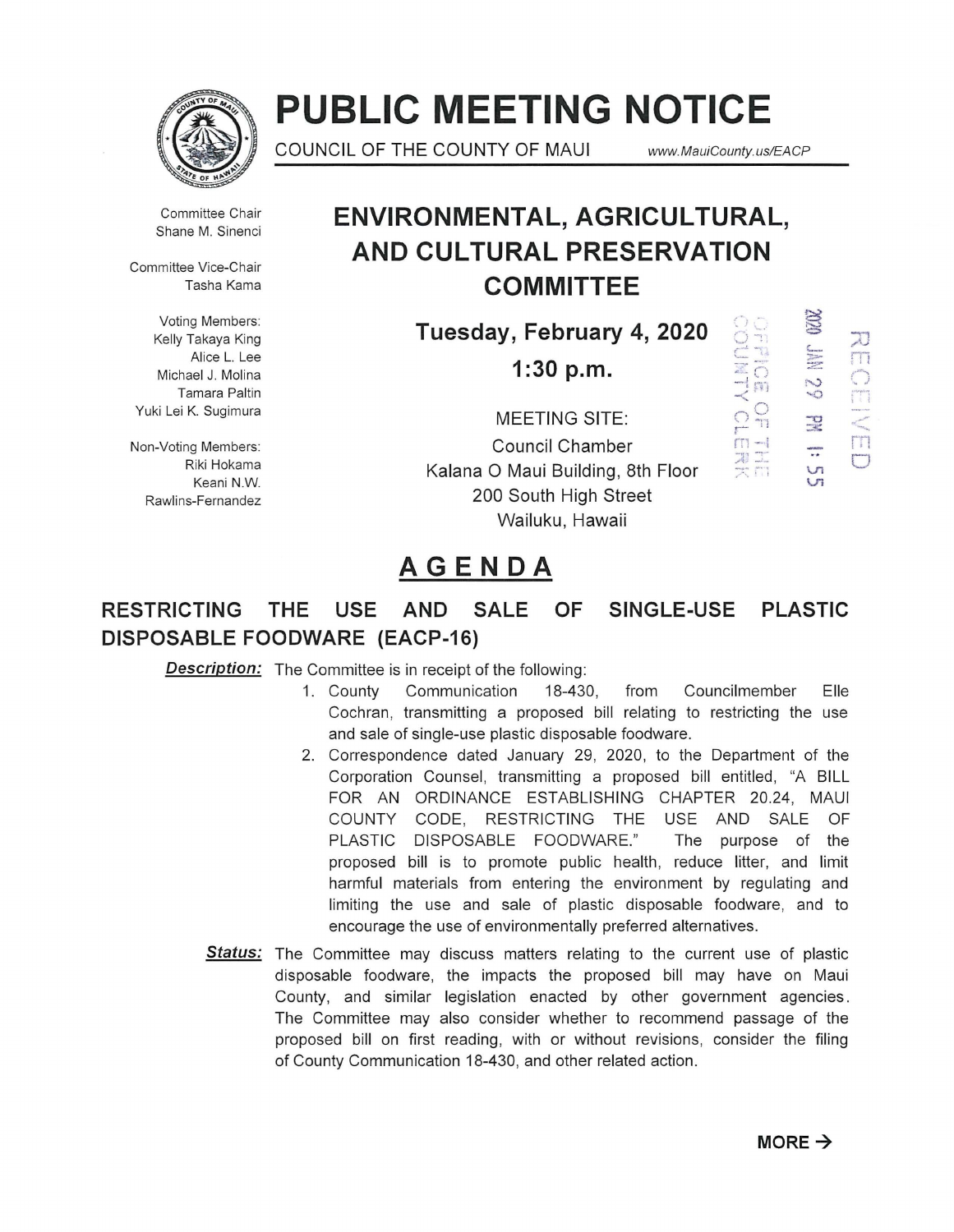# PUBLIC MEETING NOTICE

COUNCIL OF THE COUNTY OF MAUI www.MauiCounty.us/EACP

Committee Chair
Shane M. Sinenci

Committee Vice-Chair
Tasha Kama

Voting Members:
Kelly Takaya King
Alice L. Lee
Michael J. Molina
Tamara Paltin
Yuki Lei K. Sugimura

Non-Voting Members:
Riki Hokama
Keani N.W. Rawlins-Fernandez

## ENVIRONMENTAL, AGRICULTURAL, AND CULTURAL PRESERVATION COMMITTEE

**Tuesday, February 4, 2020**

**1:30 p.m.**

MEETING SITE:
Council Chamber
Kalana O Maui Building, 8th Floor
200 South High Street
Wailuku, Hawaii

RECEIVED
2020 JAN 29 PM 1:55
OFFICE OF THE COUNTY CLERK

## AGENDA

### RESTRICTING THE USE AND SALE OF SINGLE-USE PLASTIC DISPOSABLE FOODWARE (EACP-16)

***Description:*** The Committee is in receipt of the following:

1. County Communication 18-430, from Councilmember Elle Cochran, transmitting a proposed bill relating to restricting the use and sale of single-use plastic disposable foodware.
2. Correspondence dated January 29, 2020, to the Department of the Corporation Counsel, transmitting a proposed bill entitled, "A BILL FOR AN ORDINANCE ESTABLISHING CHAPTER 20.24, MAUI COUNTY CODE, RESTRICTING THE USE AND SALE OF PLASTIC DISPOSABLE FOODWARE." The purpose of the proposed bill is to promote public health, reduce litter, and limit harmful materials from entering the environment by regulating and limiting the use and sale of plastic disposable foodware, and to encourage the use of environmentally preferred alternatives.

***Status:*** The Committee may discuss matters relating to the current use of plastic disposable foodware, the impacts the proposed bill may have on Maui County, and similar legislation enacted by other government agencies. The Committee may also consider whether to recommend passage of the proposed bill on first reading, with or without revisions, consider the filing of County Communication 18-430, and other related action.

**MORE →**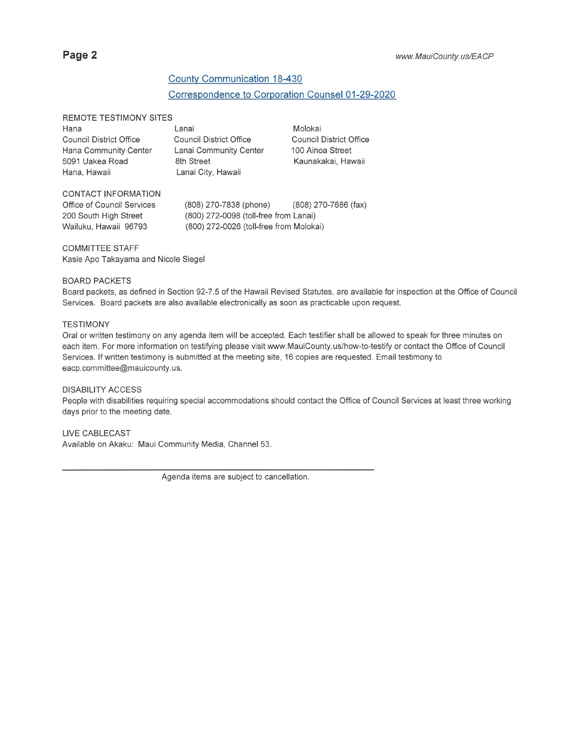County Communication 18-430

Correspondence to Corporation Counsel 01-29-2020

REMOTE TESTIMONY SITES

| Hana | Lanai | Molokai |
| --- | --- | --- |
| Council District Office | Council District Office | Council District Office |
| Hana Community Center | Lanai Community Center | 100 Ainoa Street |
| 5091 Uakea Road | 8th Street | Kaunakakai, Hawaii |
| Hana, Hawaii | Lanai City, Hawaii | |

CONTACT INFORMATION

| | | |
| --- | --- | --- |
| Office of Council Services | (808) 270-7838 (phone) | (808) 270-7686 (fax) |
| 200 South High Street | (800) 272-0098 (toll-free from Lanai) | |
| Wailuku, Hawaii 96793 | (800) 272-0026 (toll-free from Molokai) | |

COMMITTEE STAFF

Kasie Apo Takayama and Nicole Siegel

BOARD PACKETS

Board packets, as defined in Section 92-7.5 of the Hawaii Revised Statutes, are available for inspection at the Office of Council Services. Board packets are also available electronically as soon as practicable upon request.

TESTIMONY

Oral or written testimony on any agenda item will be accepted. Each testifier shall be allowed to speak for three minutes on each item. For more information on testifying please visit www.MauiCounty.us/how-to-testify or contact the Office of Council Services. If written testimony is submitted at the meeting site, 16 copies are requested. Email testimony to eacp.committee@mauicounty.us.

DISABILITY ACCESS

People with disabilities requiring special accommodations should contact the Office of Council Services at least three working days prior to the meeting date.

LIVE CABLECAST

Available on Akaku: Maui Community Media, Channel 53.

---

Agenda items are subject to cancellation.